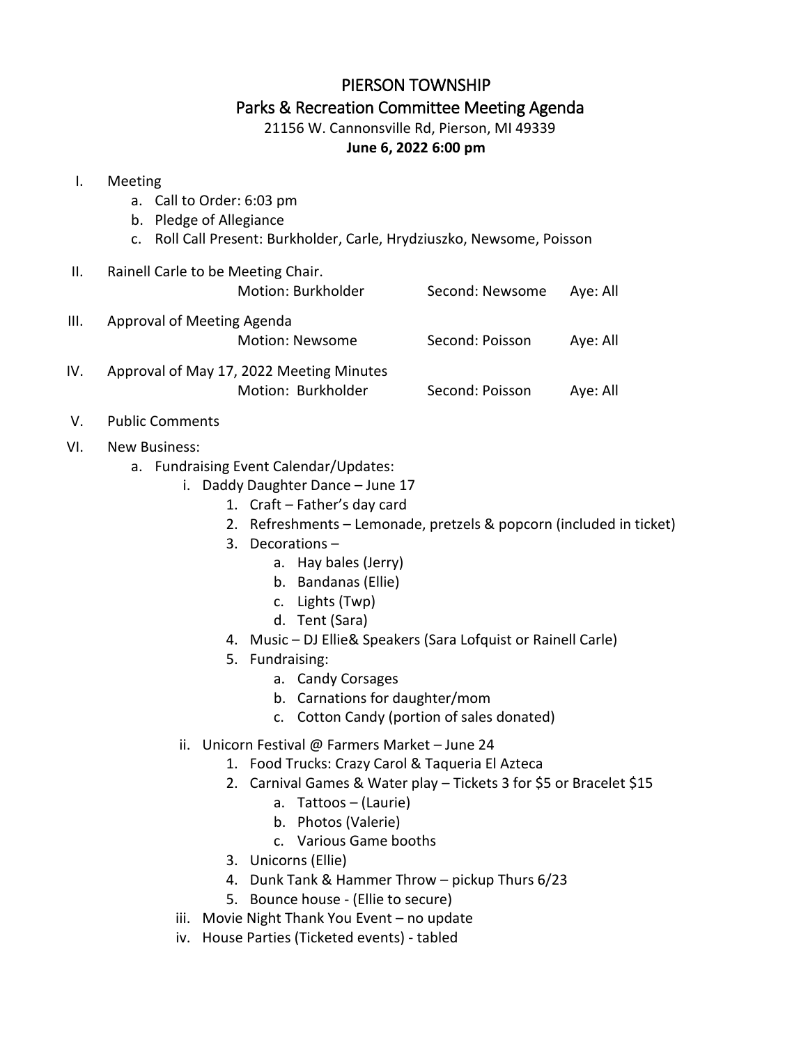# PIERSON TOWNSHIP

## Parks & Recreation Committee Meeting Agenda

21156 W. Cannonsville Rd, Pierson, MI 49339

**June 6, 2022 6:00 pm**

I. Meeting
   a. Call to Order: 6:03 pm
   b. Pledge of Allegiance
   c. Roll Call Present: Burkholder, Carle, Hrydziuszko, Newsome, Poisson

II. Rainell Carle to be Meeting Chair.
    Motion: Burkholder    Second: Newsome    Aye: All

III. Approval of Meeting Agenda
     Motion: Newsome    Second: Poisson    Aye: All

IV. Approval of May 17, 2022 Meeting Minutes
    Motion: Burkholder    Second: Poisson    Aye: All

V. Public Comments

VI. New Business:
   a. Fundraising Event Calendar/Updates:
      i. Daddy Daughter Dance – June 17
         1. Craft – Father's day card
         2. Refreshments – Lemonade, pretzels & popcorn (included in ticket)
         3. Decorations –
            a. Hay bales (Jerry)
            b. Bandanas (Ellie)
            c. Lights (Twp)
            d. Tent (Sara)
         4. Music – DJ Ellie& Speakers (Sara Lofquist or Rainell Carle)
         5. Fundraising:
            a. Candy Corsages
            b. Carnations for daughter/mom
            c. Cotton Candy (portion of sales donated)
      ii. Unicorn Festival @ Farmers Market – June 24
         1. Food Trucks: Crazy Carol & Taqueria El Azteca
         2. Carnival Games & Water play – Tickets 3 for $5 or Bracelet $15
            a. Tattoos – (Laurie)
            b. Photos (Valerie)
            c. Various Game booths
         3. Unicorns (Ellie)
         4. Dunk Tank & Hammer Throw – pickup Thurs 6/23
         5. Bounce house - (Ellie to secure)
      iii. Movie Night Thank You Event – no update
      iv. House Parties (Ticketed events) - tabled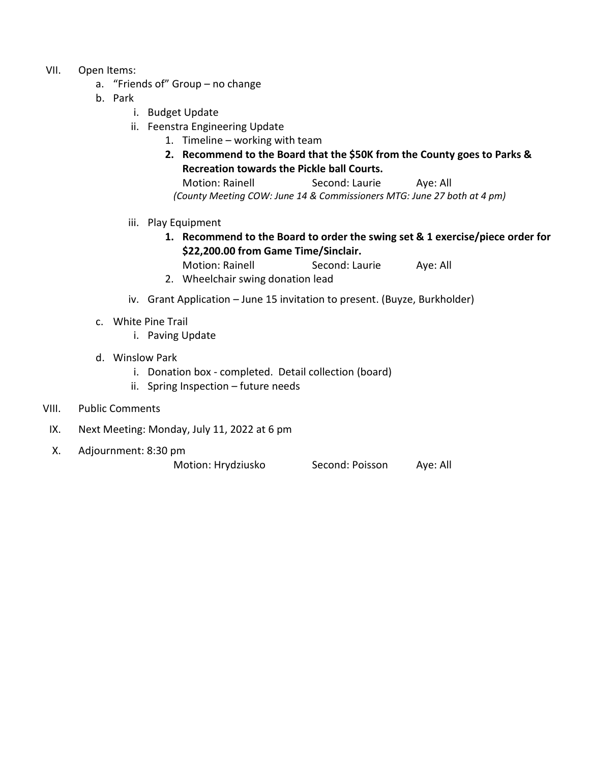VII. Open Items:

   a. "Friends of" Group – no change

   b. Park

      i. Budget Update

      ii. Feenstra Engineering Update

         1. Timeline – working with team

         2. **Recommend to the Board that the $50K from the County goes to Parks & Recreation towards the Pickle ball Courts.**

            Motion: Rainell    Second: Laurie    Aye: All

            *(County Meeting COW: June 14 & Commissioners MTG: June 27 both at 4 pm)*

      iii. Play Equipment

         1. **Recommend to the Board to order the swing set & 1 exercise/piece order for $22,200.00 from Game Time/Sinclair.**

            Motion: Rainell    Second: Laurie    Aye: All

         2. Wheelchair swing donation lead

      iv. Grant Application – June 15 invitation to present. (Buyze, Burkholder)

   c. White Pine Trail

      i. Paving Update

   d. Winslow Park

      i. Donation box - completed. Detail collection (board)

      ii. Spring Inspection – future needs

VIII. Public Comments

IX. Next Meeting: Monday, July 11, 2022 at 6 pm

X. Adjournment: 8:30 pm

   Motion: Hrydziusko    Second: Poisson    Aye: All